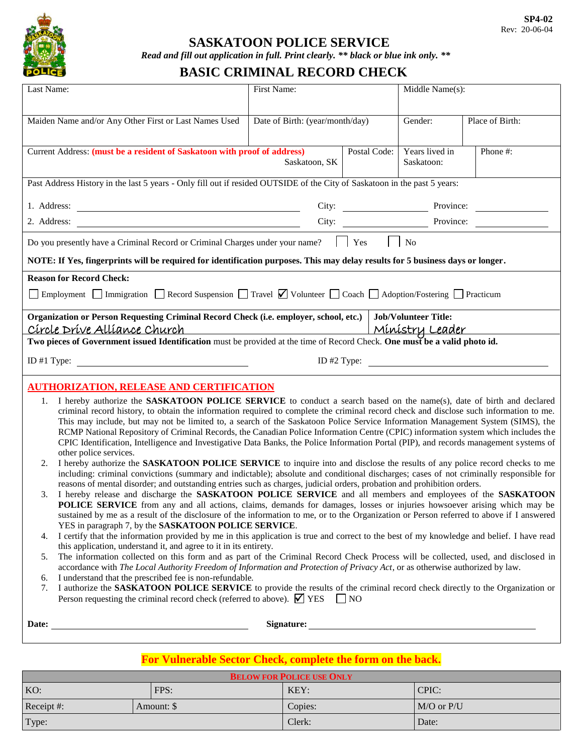SP4-02
Rev: 20-06-04

# SASKATOON POLICE SERVICE

***Read and fill out application in full. Print clearly. ** black or blue ink only. *****

## BASIC CRIMINAL RECORD CHECK

| Last Name: | First Name: | Middle Name(s): | |
|---|---|---|---|
| Maiden Name and/or Any Other First or Last Names Used | Date of Birth: (year/month/day) | Gender: | Place of Birth: |

| Current Address: **(must be a resident of Saskatoon with proof of address)** Saskatoon, SK | Postal Code: | Years lived in Saskatoon: | Phone #: |
|---|---|---|---|

Past Address History in the last 5 years - Only fill out if resided OUTSIDE of the City of Saskatoon in the past 5 years:

1. Address: ______________________ City: ______________ Province: ____________
2. Address: ______________________ City: ______________ Province: ____________

Do you presently have a Criminal Record or Criminal Charges under your name? ☐ Yes ☐ No

**NOTE: If Yes, fingerprints will be required for identification purposes. This may delay results for 5 business days or longer.**

**Reason for Record Check:**

☐ Employment ☐ Immigration ☐ Record Suspension ☐ Travel ☑ Volunteer ☐ Coach ☐ Adoption/Fostering ☐ Practicum

| **Organization or Person Requesting Criminal Record Check (i.e. employer, school, etc.)** | **Job/Volunteer Title:** |
|---|---|
| Circle Drive Alliance Church | Ministry Leader |

**Two pieces of Government issued Identification** must be provided at the time of Record Check. **One must be a valid photo id.**

ID #1 Type: ______________________ ID #2 Type: ______________________

## AUTHORIZATION, RELEASE AND CERTIFICATION

1. I hereby authorize the **SASKATOON POLICE SERVICE** to conduct a search based on the name(s), date of birth and declared criminal record history, to obtain the information required to complete the criminal record check and disclose such information to me. This may include, but may not be limited to, a search of the Saskatoon Police Service Information Management System (SIMS), the RCMP National Repository of Criminal Records, the Canadian Police Information Centre (CPIC) information system which includes the CPIC Identification, Intelligence and Investigative Data Banks, the Police Information Portal (PIP), and records management systems of other police services.
2. I hereby authorize the **SASKATOON POLICE SERVICE** to inquire into and disclose the results of any police record checks to me including: criminal convictions (summary and indictable); absolute and conditional discharges; cases of not criminally responsible for reasons of mental disorder; and outstanding entries such as charges, judicial orders, probation and prohibition orders.
3. I hereby release and discharge the **SASKATOON POLICE SERVICE** and all members and employees of the **SASKATOON POLICE SERVICE** from any and all actions, claims, demands for damages, losses or injuries howsoever arising which may be sustained by me as a result of the disclosure of the information to me, or to the Organization or Person referred to above if I answered YES in paragraph 7, by the **SASKATOON POLICE SERVICE**.
4. I certify that the information provided by me in this application is true and correct to the best of my knowledge and belief. I have read this application, understand it, and agree to it in its entirety.
5. The information collected on this form and as part of the Criminal Record Check Process will be collected, used, and disclosed in accordance with *The Local Authority Freedom of Information and Protection of Privacy Act*, or as otherwise authorized by law.
6. I understand that the prescribed fee is non-refundable.
7. I authorize the **SASKATOON POLICE SERVICE** to provide the results of the criminal record check directly to the Organization or Person requesting the criminal record check (referred to above). ☑ YES ☐ NO

**Date:** ______________________ **Signature:** ______________________

**For Vulnerable Sector Check, complete the form on the back.**

| **BELOW FOR POLICE USE ONLY** | | | |
|---|---|---|---|
| KO: | FPS: | KEY: | CPIC: |
| Receipt #: | Amount: $ | Copies: | M/O or P/U |
| Type: | | Clerk: | Date: |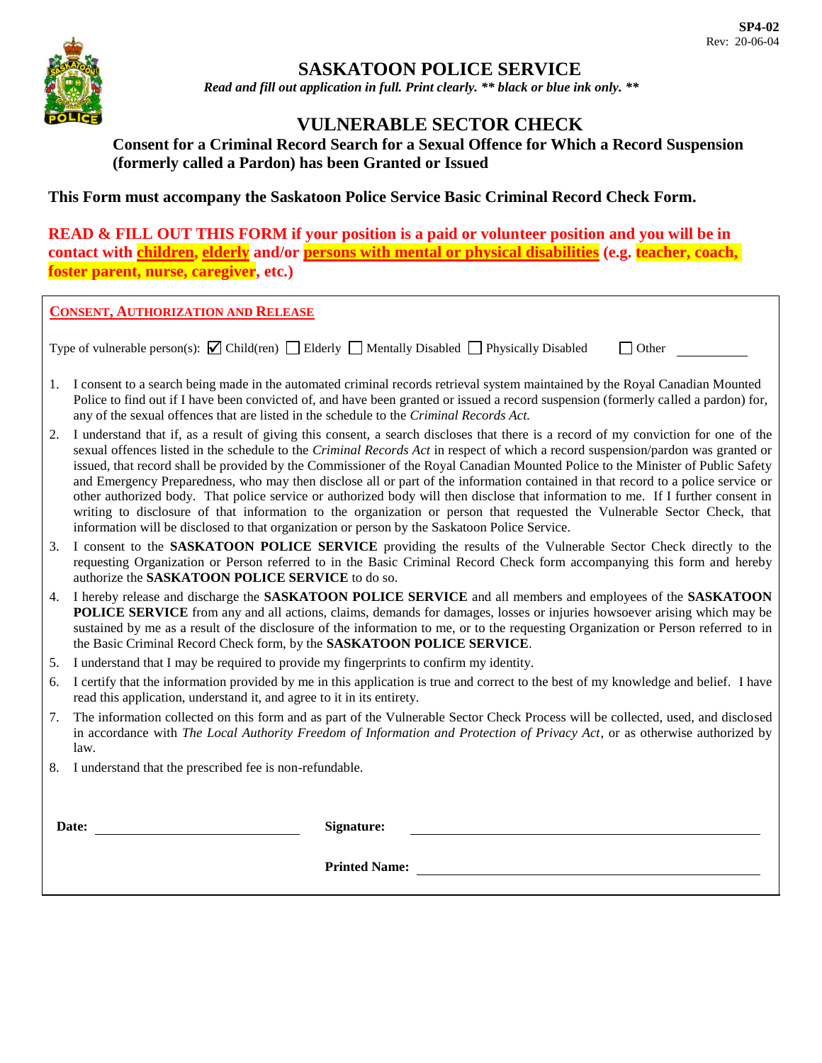SP4-02
Rev: 20-06-04

# SASKATOON POLICE SERVICE

*Read and fill out application in full. Print clearly. ** black or blue ink only. ***

## VULNERABLE SECTOR CHECK

**Consent for a Criminal Record Search for a Sexual Offence for Which a Record Suspension (formerly called a Pardon) has been Granted or Issued**

**This Form must accompany the Saskatoon Police Service Basic Criminal Record Check Form.**

**READ & FILL OUT THIS FORM if your position is a paid or volunteer position and you will be in contact with children, elderly and/or persons with mental or physical disabilities (e.g. teacher, coach, foster parent, nurse, caregiver, etc.)**

### CONSENT, AUTHORIZATION AND RELEASE

Type of vulnerable person(s): ☑ Child(ren) ☐ Elderly ☐ Mentally Disabled ☐ Physically Disabled ☐ Other ____________

1. I consent to a search being made in the automated criminal records retrieval system maintained by the Royal Canadian Mounted Police to find out if I have been convicted of, and have been granted or issued a record suspension (formerly called a pardon) for, any of the sexual offences that are listed in the schedule to the *Criminal Records Act.*
2. I understand that if, as a result of giving this consent, a search discloses that there is a record of my conviction for one of the sexual offences listed in the schedule to the *Criminal Records Act* in respect of which a record suspension/pardon was granted or issued, that record shall be provided by the Commissioner of the Royal Canadian Mounted Police to the Minister of Public Safety and Emergency Preparedness, who may then disclose all or part of the information contained in that record to a police service or other authorized body. That police service or authorized body will then disclose that information to me. If I further consent in writing to disclosure of that information to the organization or person that requested the Vulnerable Sector Check, that information will be disclosed to that organization or person by the Saskatoon Police Service.
3. I consent to the **SASKATOON POLICE SERVICE** providing the results of the Vulnerable Sector Check directly to the requesting Organization or Person referred to in the Basic Criminal Record Check form accompanying this form and hereby authorize the **SASKATOON POLICE SERVICE** to do so.
4. I hereby release and discharge the **SASKATOON POLICE SERVICE** and all members and employees of the **SASKATOON POLICE SERVICE** from any and all actions, claims, demands for damages, losses or injuries howsoever arising which may be sustained by me as a result of the disclosure of the information to me, or to the requesting Organization or Person referred to in the Basic Criminal Record Check form, by the **SASKATOON POLICE SERVICE**.
5. I understand that I may be required to provide my fingerprints to confirm my identity.
6. I certify that the information provided by me in this application is true and correct to the best of my knowledge and belief. I have read this application, understand it, and agree to it in its entirety.
7. The information collected on this form and as part of the Vulnerable Sector Check Process will be collected, used, and disclosed in accordance with *The Local Authority Freedom of Information and Protection of Privacy Act*, or as otherwise authorized by law.
8. I understand that the prescribed fee is non-refundable.

**Date:** ______________________ **Signature:** ______________________________

**Printed Name:** ______________________________